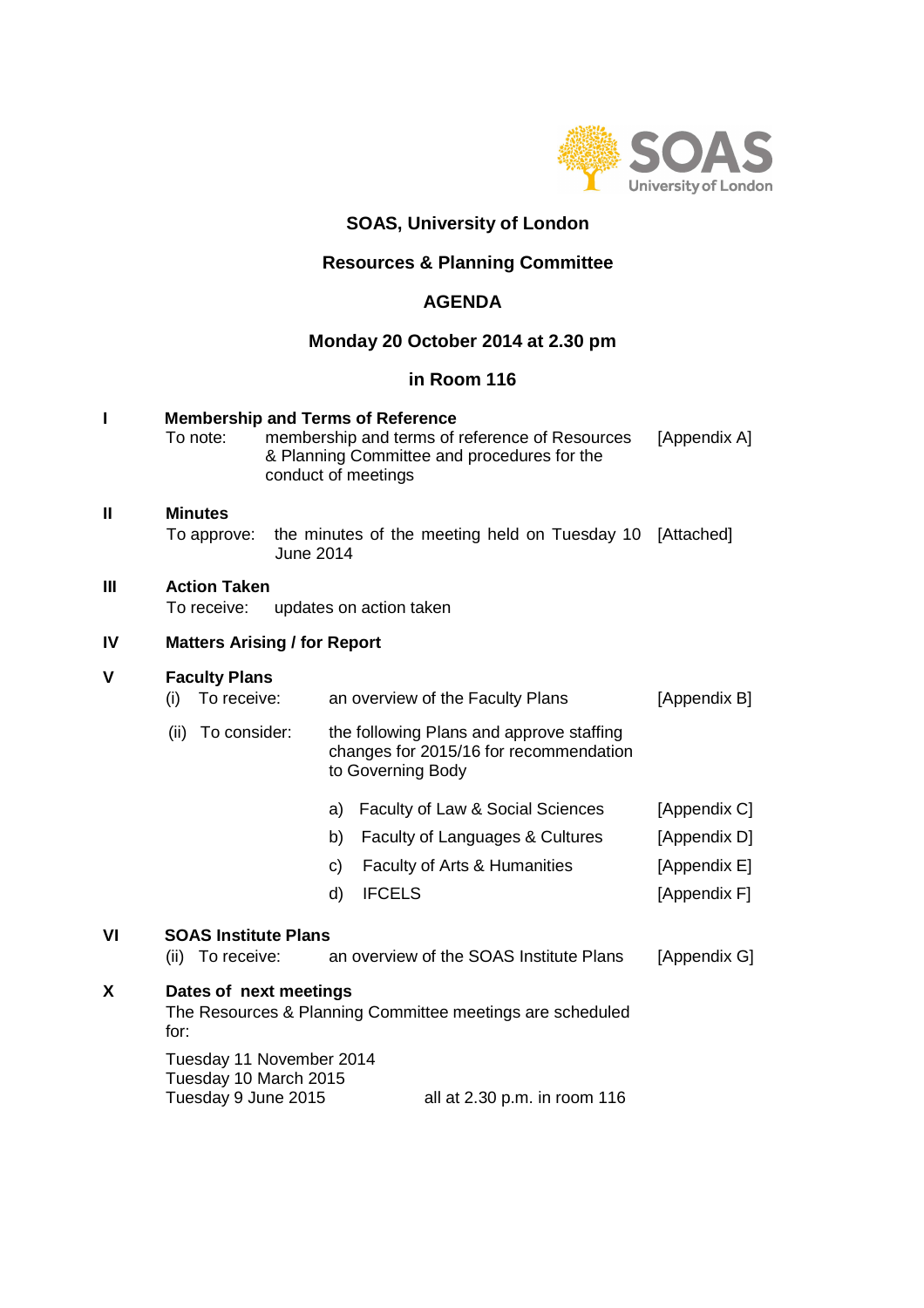# SOAS, University of London

## Resources & Planning Committee

## AGENDA

## Monday 20 October 2014 at 2.30 pm

## in Room 116

**I Membership and Terms of Reference**

To note: membership and terms of reference of Resources & Planning Committee and procedures for the conduct of meetings [Appendix A]

**II Minutes**

To approve: the minutes of the meeting held on Tuesday 10 June 2014 [Attached]

**III Action Taken**

To receive: updates on action taken

**IV Matters Arising / for Report**

**V Faculty Plans**

(i) To receive: an overview of the Faculty Plans [Appendix B]

(ii) To consider: the following Plans and approve staffing changes for 2015/16 for recommendation to Governing Body

a) Faculty of Law & Social Sciences [Appendix C]

b) Faculty of Languages & Cultures [Appendix D]

c) Faculty of Arts & Humanities [Appendix E]

d) IFCELS [Appendix F]

**VI SOAS Institute Plans**

(ii) To receive: an overview of the SOAS Institute Plans [Appendix G]

**X Dates of next meetings**

The Resources & Planning Committee meetings are scheduled for:

Tuesday 11 November 2014
Tuesday 10 March 2015
Tuesday 9 June 2015 all at 2.30 p.m. in room 116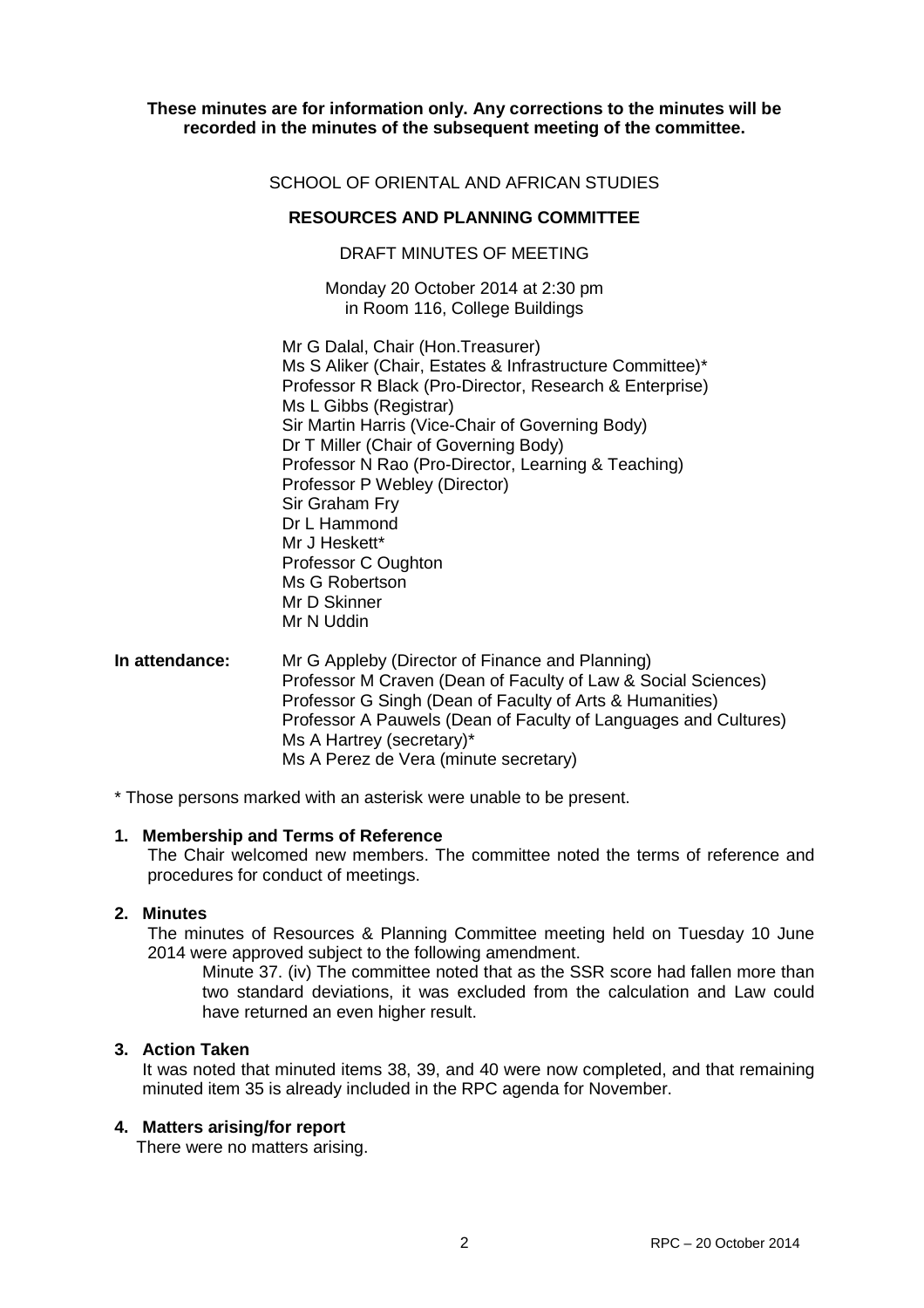**These minutes are for information only. Any corrections to the minutes will be recorded in the minutes of the subsequent meeting of the committee.**

SCHOOL OF ORIENTAL AND AFRICAN STUDIES

**RESOURCES AND PLANNING COMMITTEE**

DRAFT MINUTES OF MEETING

Monday 20 October 2014 at 2:30 pm
in Room 116, College Buildings

Mr G Dalal, Chair (Hon.Treasurer)
Ms S Aliker (Chair, Estates & Infrastructure Committee)*
Professor R Black (Pro-Director, Research & Enterprise)
Ms L Gibbs (Registrar)
Sir Martin Harris (Vice-Chair of Governing Body)
Dr T Miller (Chair of Governing Body)
Professor N Rao (Pro-Director, Learning & Teaching)
Professor P Webley (Director)
Sir Graham Fry
Dr L Hammond
Mr J Heskett*
Professor C Oughton
Ms G Robertson
Mr D Skinner
Mr N Uddin

**In attendance:**
Mr G Appleby (Director of Finance and Planning)
Professor M Craven (Dean of Faculty of Law & Social Sciences)
Professor G Singh (Dean of Faculty of Arts & Humanities)
Professor A Pauwels (Dean of Faculty of Languages and Cultures)
Ms A Hartrey (secretary)*
Ms A Perez de Vera (minute secretary)

\* Those persons marked with an asterisk were unable to be present.

**1. Membership and Terms of Reference**

The Chair welcomed new members. The committee noted the terms of reference and procedures for conduct of meetings.

**2. Minutes**

The minutes of Resources & Planning Committee meeting held on Tuesday 10 June 2014 were approved subject to the following amendment.

> Minute 37. (iv) The committee noted that as the SSR score had fallen more than two standard deviations, it was excluded from the calculation and Law could have returned an even higher result.

**3. Action Taken**

It was noted that minuted items 38, 39, and 40 were now completed, and that remaining minuted item 35 is already included in the RPC agenda for November.

**4. Matters arising/for report**

There were no matters arising.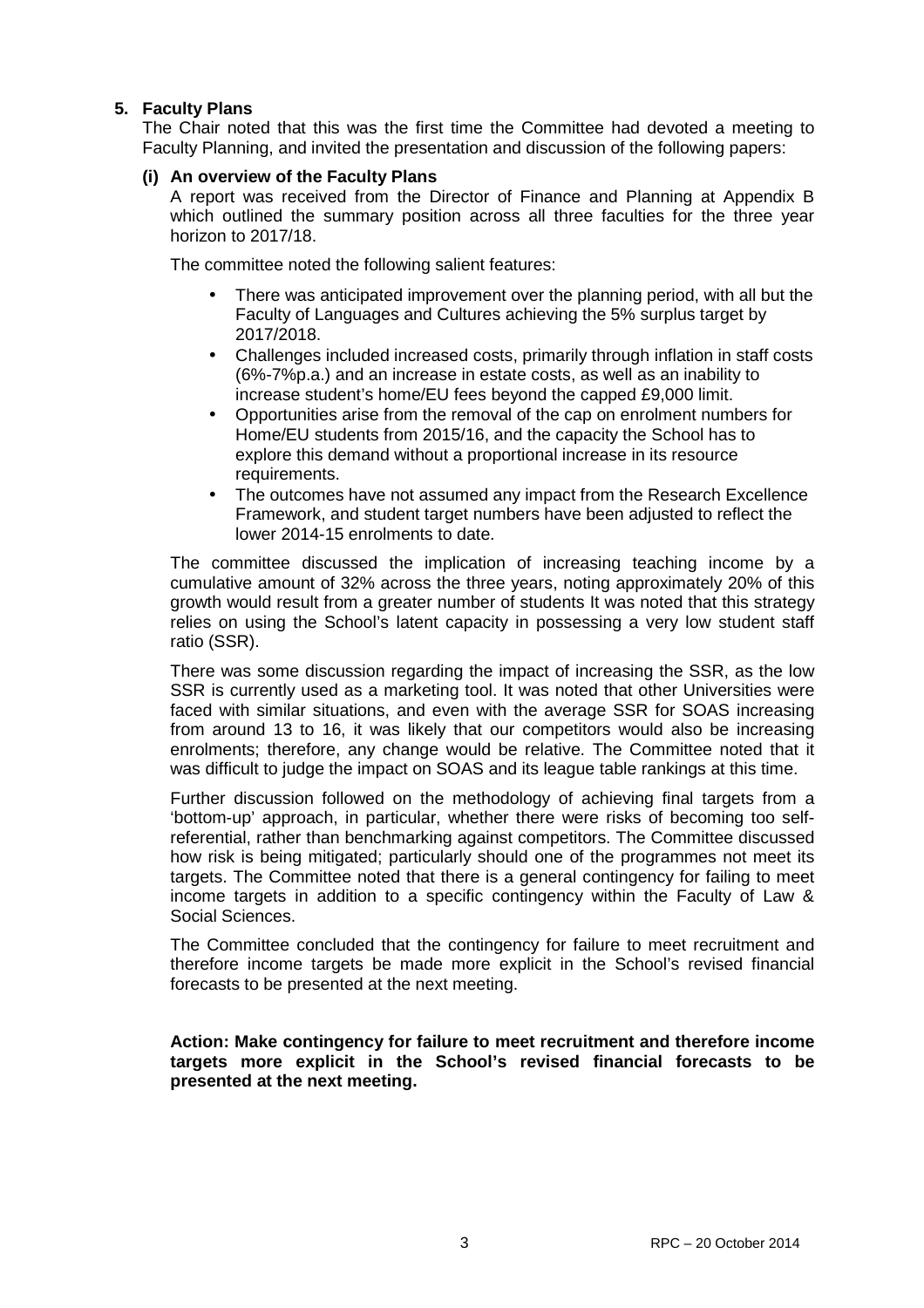## 5. Faculty Plans

The Chair noted that this was the first time the Committee had devoted a meeting to Faculty Planning, and invited the presentation and discussion of the following papers:

### (i) An overview of the Faculty Plans

A report was received from the Director of Finance and Planning at Appendix B which outlined the summary position across all three faculties for the three year horizon to 2017/18.

The committee noted the following salient features:

- There was anticipated improvement over the planning period, with all but the Faculty of Languages and Cultures achieving the 5% surplus target by 2017/2018.
- Challenges included increased costs, primarily through inflation in staff costs (6%-7%p.a.) and an increase in estate costs, as well as an inability to increase student's home/EU fees beyond the capped £9,000 limit.
- Opportunities arise from the removal of the cap on enrolment numbers for Home/EU students from 2015/16, and the capacity the School has to explore this demand without a proportional increase in its resource requirements.
- The outcomes have not assumed any impact from the Research Excellence Framework, and student target numbers have been adjusted to reflect the lower 2014-15 enrolments to date.

The committee discussed the implication of increasing teaching income by a cumulative amount of 32% across the three years, noting approximately 20% of this growth would result from a greater number of students It was noted that this strategy relies on using the School's latent capacity in possessing a very low student staff ratio (SSR).

There was some discussion regarding the impact of increasing the SSR, as the low SSR is currently used as a marketing tool. It was noted that other Universities were faced with similar situations, and even with the average SSR for SOAS increasing from around 13 to 16, it was likely that our competitors would also be increasing enrolments; therefore, any change would be relative. The Committee noted that it was difficult to judge the impact on SOAS and its league table rankings at this time.

Further discussion followed on the methodology of achieving final targets from a 'bottom-up' approach, in particular, whether there were risks of becoming too self-referential, rather than benchmarking against competitors. The Committee discussed how risk is being mitigated; particularly should one of the programmes not meet its targets. The Committee noted that there is a general contingency for failing to meet income targets in addition to a specific contingency within the Faculty of Law & Social Sciences.

The Committee concluded that the contingency for failure to meet recruitment and therefore income targets be made more explicit in the School's revised financial forecasts to be presented at the next meeting.

**Action: Make contingency for failure to meet recruitment and therefore income targets more explicit in the School's revised financial forecasts to be presented at the next meeting.**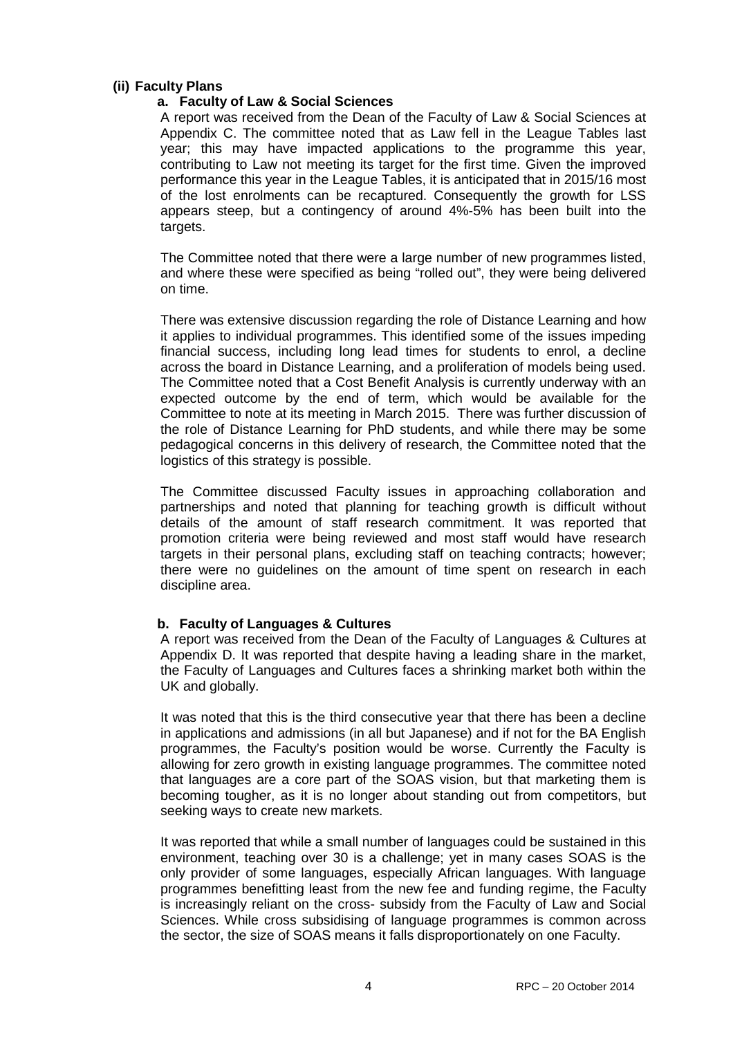### (ii) Faculty Plans

#### a. Faculty of Law & Social Sciences

A report was received from the Dean of the Faculty of Law & Social Sciences at Appendix C. The committee noted that as Law fell in the League Tables last year; this may have impacted applications to the programme this year, contributing to Law not meeting its target for the first time. Given the improved performance this year in the League Tables, it is anticipated that in 2015/16 most of the lost enrolments can be recaptured. Consequently the growth for LSS appears steep, but a contingency of around 4%-5% has been built into the targets.

The Committee noted that there were a large number of new programmes listed, and where these were specified as being "rolled out", they were being delivered on time.

There was extensive discussion regarding the role of Distance Learning and how it applies to individual programmes. This identified some of the issues impeding financial success, including long lead times for students to enrol, a decline across the board in Distance Learning, and a proliferation of models being used. The Committee noted that a Cost Benefit Analysis is currently underway with an expected outcome by the end of term, which would be available for the Committee to note at its meeting in March 2015. There was further discussion of the role of Distance Learning for PhD students, and while there may be some pedagogical concerns in this delivery of research, the Committee noted that the logistics of this strategy is possible.

The Committee discussed Faculty issues in approaching collaboration and partnerships and noted that planning for teaching growth is difficult without details of the amount of staff research commitment. It was reported that promotion criteria were being reviewed and most staff would have research targets in their personal plans, excluding staff on teaching contracts; however; there were no guidelines on the amount of time spent on research in each discipline area.

#### b. Faculty of Languages & Cultures

A report was received from the Dean of the Faculty of Languages & Cultures at Appendix D. It was reported that despite having a leading share in the market, the Faculty of Languages and Cultures faces a shrinking market both within the UK and globally.

It was noted that this is the third consecutive year that there has been a decline in applications and admissions (in all but Japanese) and if not for the BA English programmes, the Faculty's position would be worse. Currently the Faculty is allowing for zero growth in existing language programmes. The committee noted that languages are a core part of the SOAS vision, but that marketing them is becoming tougher, as it is no longer about standing out from competitors, but seeking ways to create new markets.

It was reported that while a small number of languages could be sustained in this environment, teaching over 30 is a challenge; yet in many cases SOAS is the only provider of some languages, especially African languages. With language programmes benefitting least from the new fee and funding regime, the Faculty is increasingly reliant on the cross- subsidy from the Faculty of Law and Social Sciences. While cross subsidising of language programmes is common across the sector, the size of SOAS means it falls disproportionately on one Faculty.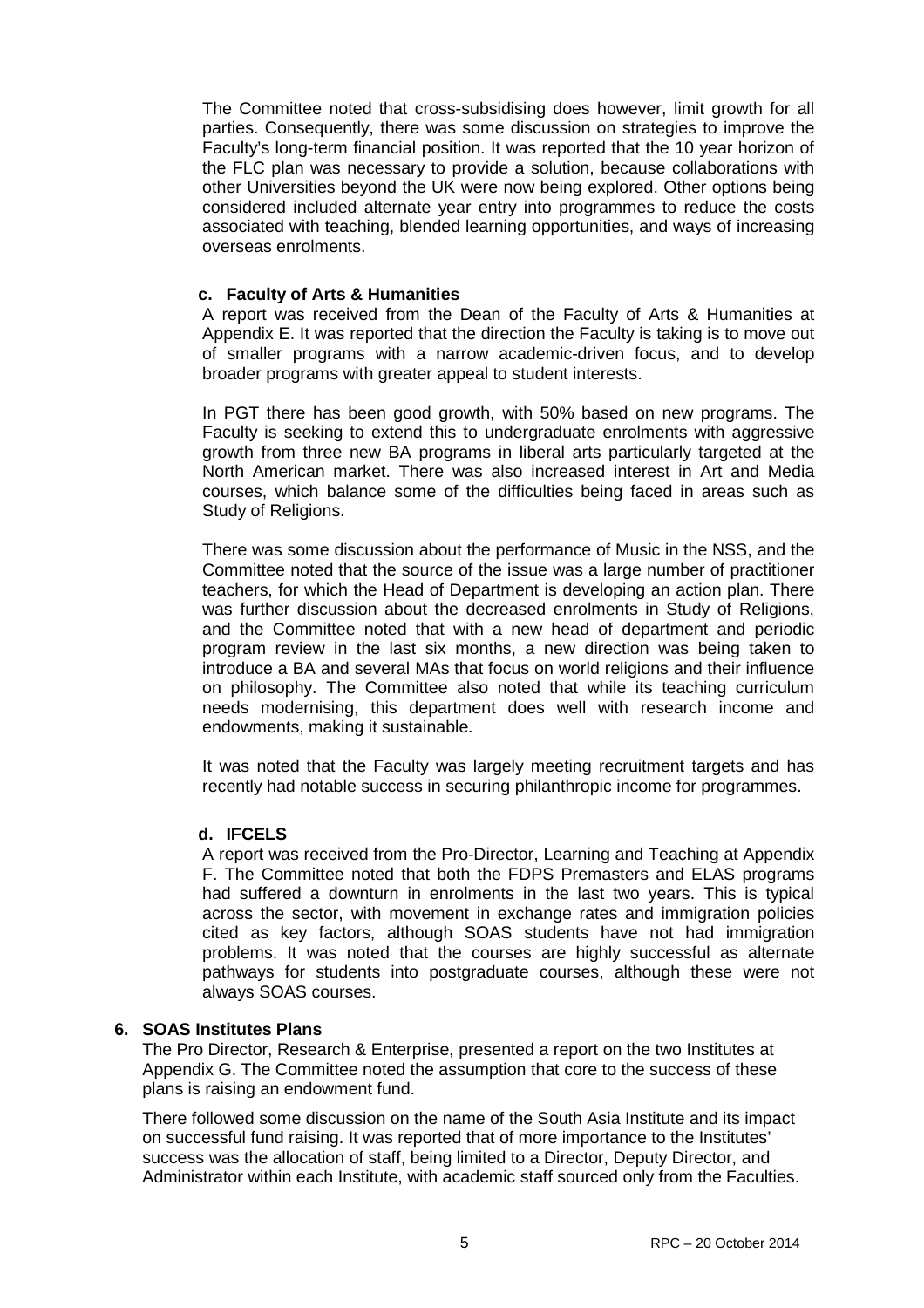The Committee noted that cross-subsidising does however, limit growth for all parties. Consequently, there was some discussion on strategies to improve the Faculty's long-term financial position. It was reported that the 10 year horizon of the FLC plan was necessary to provide a solution, because collaborations with other Universities beyond the UK were now being explored. Other options being considered included alternate year entry into programmes to reduce the costs associated with teaching, blended learning opportunities, and ways of increasing overseas enrolments.

**c. Faculty of Arts & Humanities**

A report was received from the Dean of the Faculty of Arts & Humanities at Appendix E. It was reported that the direction the Faculty is taking is to move out of smaller programs with a narrow academic-driven focus, and to develop broader programs with greater appeal to student interests.

In PGT there has been good growth, with 50% based on new programs. The Faculty is seeking to extend this to undergraduate enrolments with aggressive growth from three new BA programs in liberal arts particularly targeted at the North American market. There was also increased interest in Art and Media courses, which balance some of the difficulties being faced in areas such as Study of Religions.

There was some discussion about the performance of Music in the NSS, and the Committee noted that the source of the issue was a large number of practitioner teachers, for which the Head of Department is developing an action plan. There was further discussion about the decreased enrolments in Study of Religions, and the Committee noted that with a new head of department and periodic program review in the last six months, a new direction was being taken to introduce a BA and several MAs that focus on world religions and their influence on philosophy. The Committee also noted that while its teaching curriculum needs modernising, this department does well with research income and endowments, making it sustainable.

It was noted that the Faculty was largely meeting recruitment targets and has recently had notable success in securing philanthropic income for programmes.

**d. IFCELS**

A report was received from the Pro-Director, Learning and Teaching at Appendix F. The Committee noted that both the FDPS Premasters and ELAS programs had suffered a downturn in enrolments in the last two years. This is typical across the sector, with movement in exchange rates and immigration policies cited as key factors, although SOAS students have not had immigration problems. It was noted that the courses are highly successful as alternate pathways for students into postgraduate courses, although these were not always SOAS courses.

**6. SOAS Institutes Plans**

The Pro Director, Research & Enterprise, presented a report on the two Institutes at Appendix G. The Committee noted the assumption that core to the success of these plans is raising an endowment fund.

There followed some discussion on the name of the South Asia Institute and its impact on successful fund raising. It was reported that of more importance to the Institutes' success was the allocation of staff, being limited to a Director, Deputy Director, and Administrator within each Institute, with academic staff sourced only from the Faculties.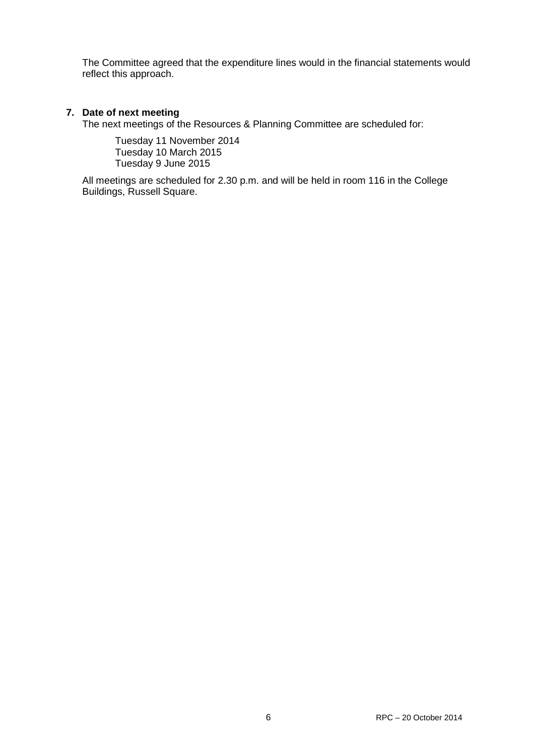The Committee agreed that the expenditure lines would in the financial statements would reflect this approach.

**7. Date of next meeting**

The next meetings of the Resources & Planning Committee are scheduled for:

Tuesday 11 November 2014
Tuesday 10 March 2015
Tuesday 9 June 2015

All meetings are scheduled for 2.30 p.m. and will be held in room 116 in the College Buildings, Russell Square.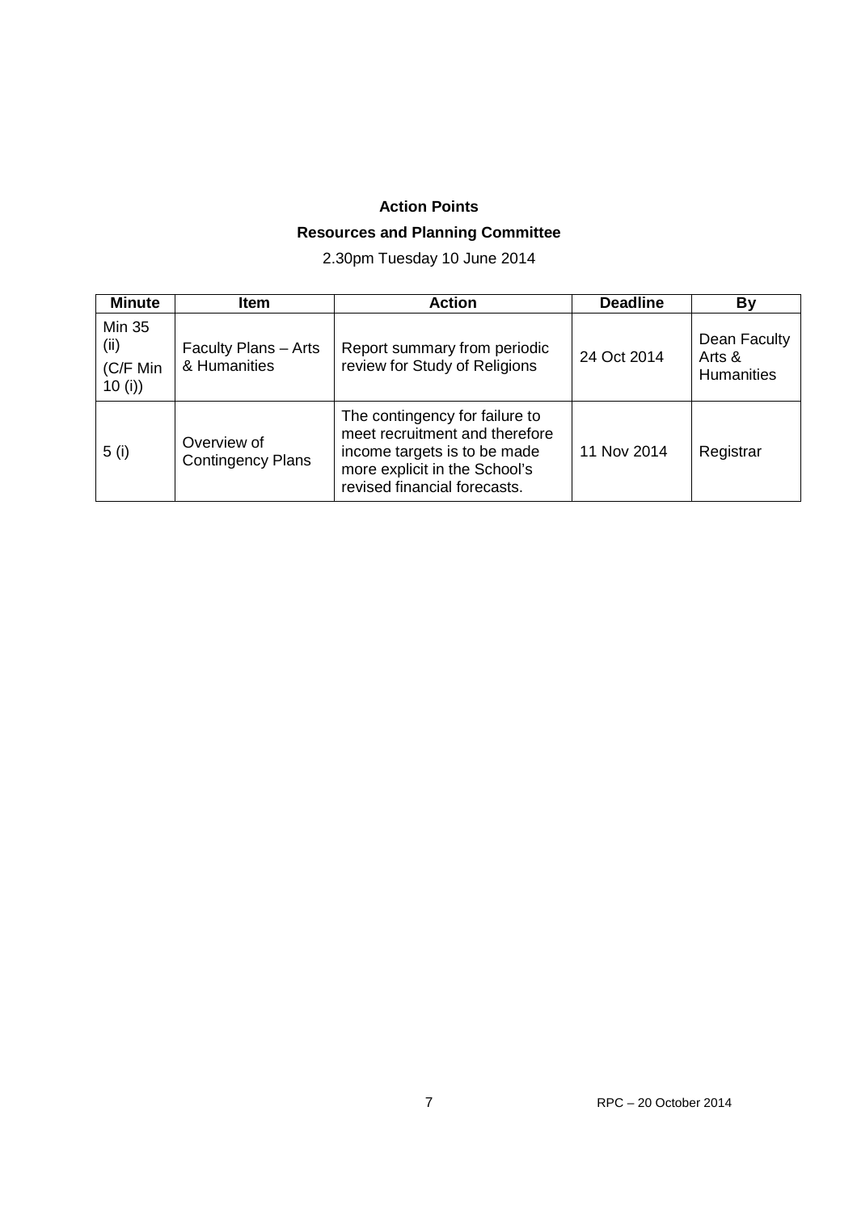**Action Points**

**Resources and Planning Committee**

2.30pm Tuesday 10 June 2014

| Minute | Item | Action | Deadline | By |
|---|---|---|---|---|
| Min 35 (ii) (C/F Min 10 (i)) | Faculty Plans – Arts & Humanities | Report summary from periodic review for Study of Religions | 24 Oct 2014 | Dean Faculty Arts & Humanities |
| 5 (i) | Overview of Contingency Plans | The contingency for failure to meet recruitment and therefore income targets is to be made more explicit in the School's revised financial forecasts. | 11 Nov 2014 | Registrar |